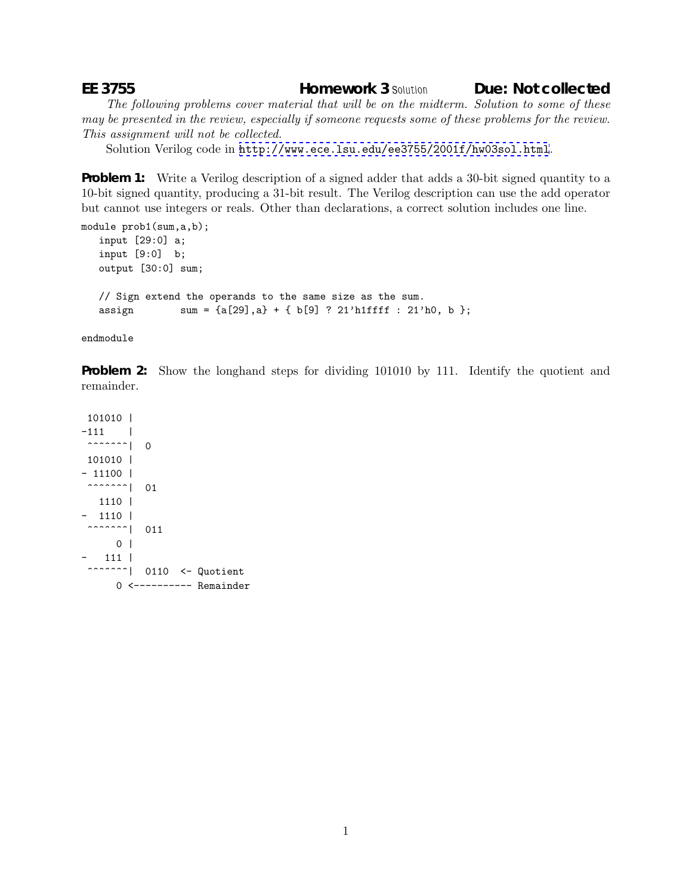**EE 3755** **Homework 3** Solution **Due: Not collected**

*The following problems cover material that will be on the midterm. Solution to some of these may be presented in the review, especially if someone requests some of these problems for the review. This assignment will not be collected.*

Solution Verilog code in http://www.ece.lsu.edu/ee3755/2001f/hw03sol.html.

**Problem 1:** Write a Verilog description of a signed adder that adds a 30-bit signed quantity to a 10-bit signed quantity, producing a 31-bit result. The Verilog description can use the add operator but cannot use integers or reals. Other than declarations, a correct solution includes one line.

```
module prob1(sum,a,b);
   input [29:0] a;
   input [9:0]  b;
   output [30:0] sum;

   // Sign extend the operands to the same size as the sum.
   assign        sum = {a[29],a} + { b[9] ? 21'h1ffff : 21'h0, b };

endmodule
```

**Problem 2:** Show the longhand steps for dividing 101010 by 111. Identify the quotient and remainder.

```
 101010 |
-111    |
 ^^^^^^^|  0
 101010 |
- 11100 |
 ^^^^^^^|  01
   1110 |
-  1110 |
 ^^^^^^^|  011
      0 |
-   111 |
 ^^^^^^^|  0110  <- Quotient
      0 <---------- Remainder
```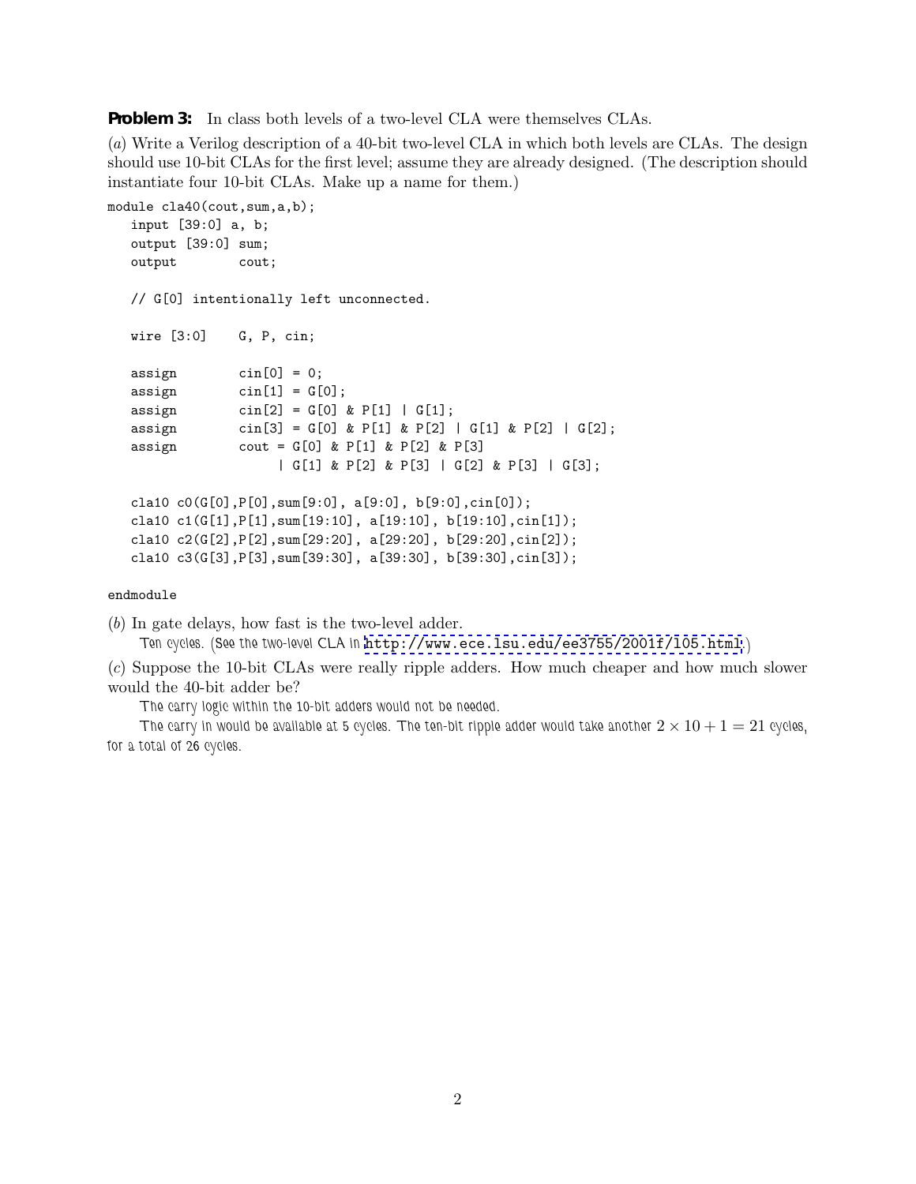**Problem 3:** In class both levels of a two-level CLA were themselves CLAs.

(*a*) Write a Verilog description of a 40-bit two-level CLA in which both levels are CLAs. The design should use 10-bit CLAs for the first level; assume they are already designed. (The description should instantiate four 10-bit CLAs. Make up a name for them.)

```
module cla40(cout,sum,a,b);
   input [39:0] a, b;
   output [39:0] sum;
   output        cout;

   // G[0] intentionally left unconnected.

   wire [3:0]    G, P, cin;

   assign        cin[0] = 0;
   assign        cin[1] = G[0];
   assign        cin[2] = G[0] & P[1] | G[1];
   assign        cin[3] = G[0] & P[1] & P[2] | G[1] & P[2] | G[2];
   assign        cout = G[0] & P[1] & P[2] & P[3]
                    | G[1] & P[2] & P[3] | G[2] & P[3] | G[3];

   cla10 c0(G[0],P[0],sum[9:0], a[9:0], b[9:0],cin[0]);
   cla10 c1(G[1],P[1],sum[19:10], a[19:10], b[19:10],cin[1]);
   cla10 c2(G[2],P[2],sum[29:20], a[29:20], b[29:20],cin[2]);
   cla10 c3(G[3],P[3],sum[39:30], a[39:30], b[39:30],cin[3]);

endmodule
```

(*b*) In gate delays, how fast is the two-level adder.

Ten cycles. (See the two-level CLA in `http://www.ece.lsu.edu/ee3755/2001f/l05.html`.)

(*c*) Suppose the 10-bit CLAs were really ripple adders. How much cheaper and how much slower would the 40-bit adder be?

The carry logic within the 10-bit adders would not be needed.

The carry in would be available at 5 cycles. The ten-bit ripple adder would take another $2 \times 10 + 1 = 21$ cycles, for a total of 26 cycles.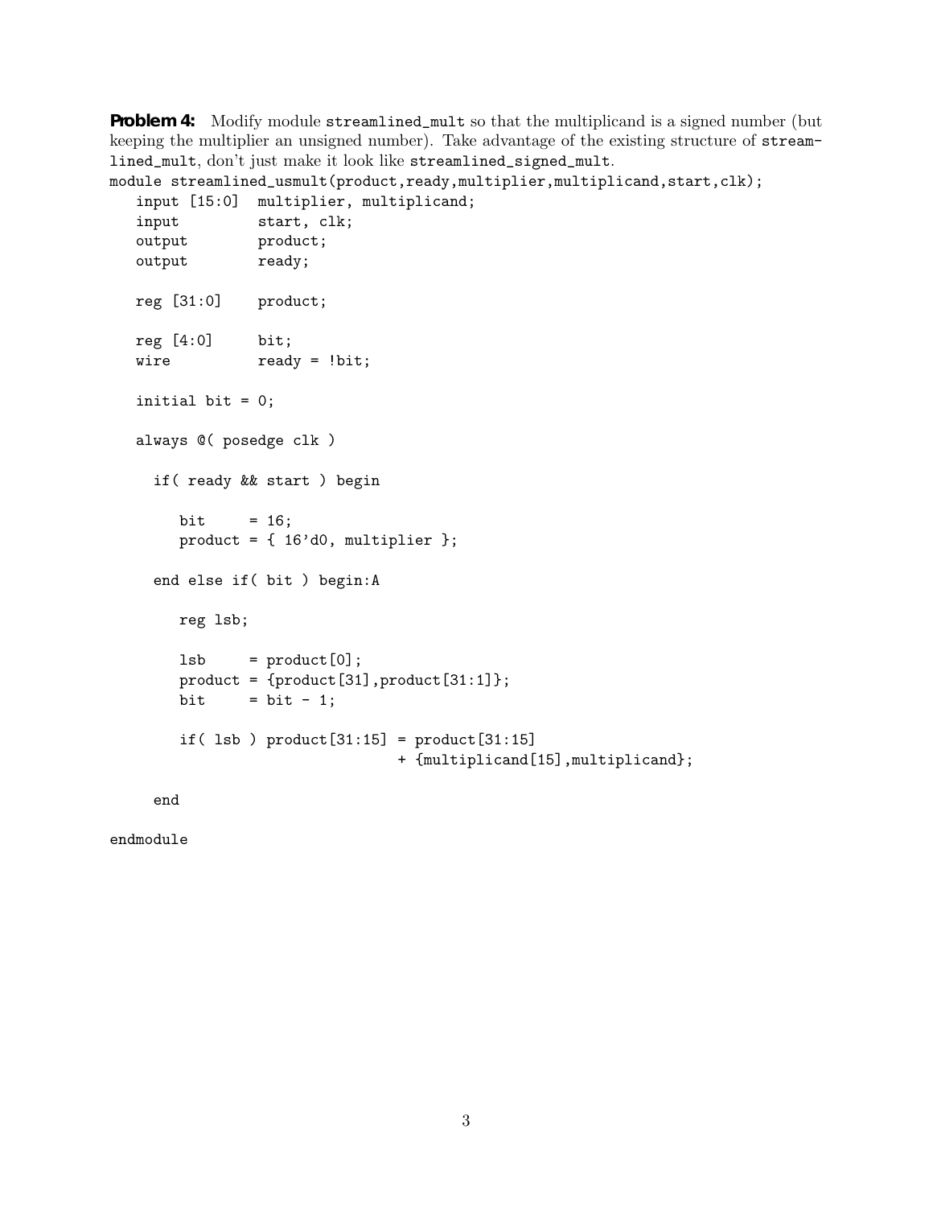**Problem 4:** Modify module streamlined_mult so that the multiplicand is a signed number (but keeping the multiplier an unsigned number). Take advantage of the existing structure of streamlined_mult, don't just make it look like streamlined_signed_mult.

```
module streamlined_usmult(product,ready,multiplier,multiplicand,start,clk);
   input [15:0]  multiplier, multiplicand;
   input         start, clk;
   output        product;
   output        ready;

   reg [31:0]    product;

   reg [4:0]     bit;
   wire          ready = !bit;

   initial bit = 0;

   always @( posedge clk )

     if( ready && start ) begin

        bit     = 16;
        product = { 16'd0, multiplier };

     end else if( bit ) begin:A

        reg lsb;

        lsb     = product[0];
        product = {product[31],product[31:1]};
        bit     = bit - 1;

        if( lsb ) product[31:15] = product[31:15]
                                 + {multiplicand[15],multiplicand};

     end

endmodule
```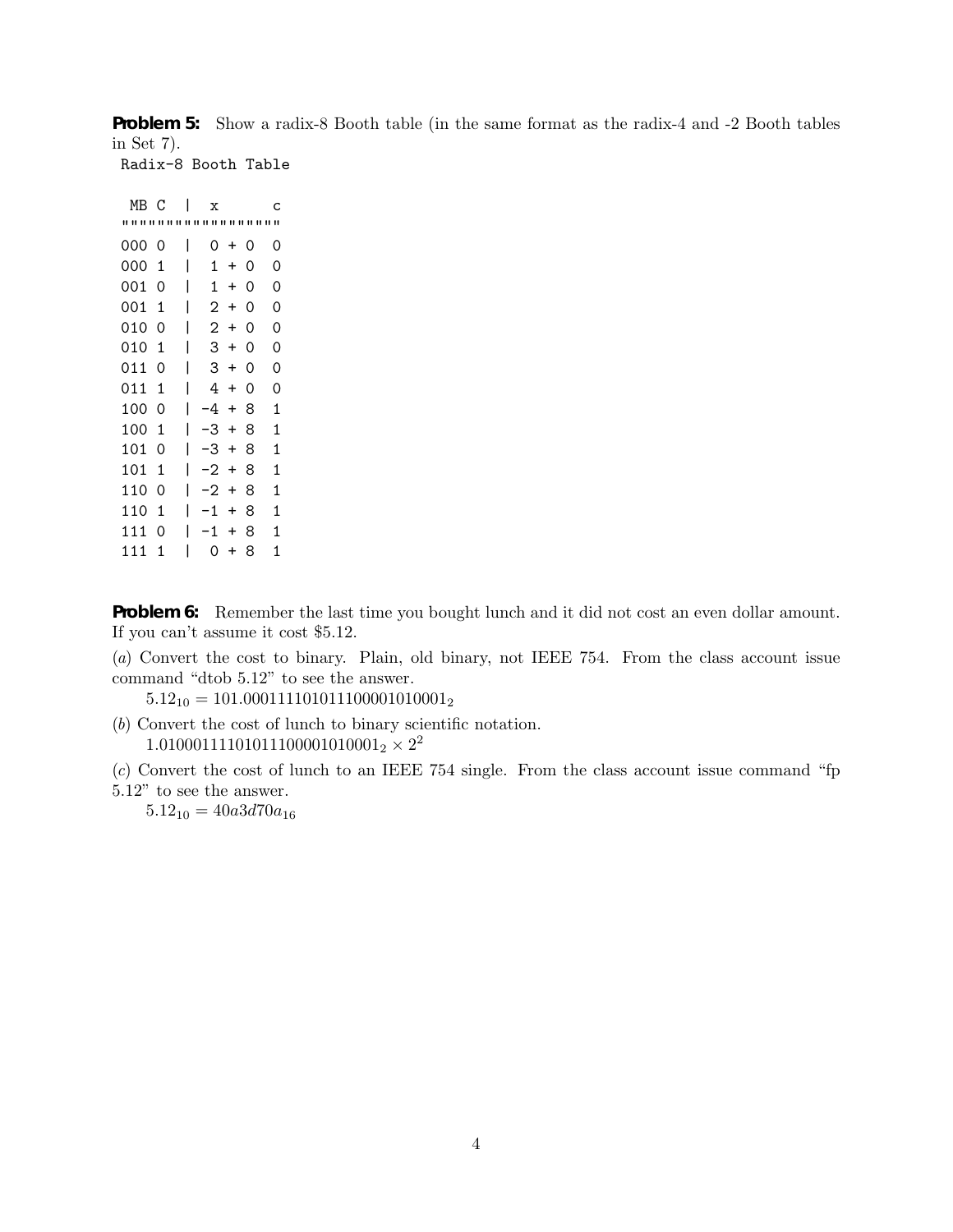**Problem 5:** Show a radix-8 Booth table (in the same format as the radix-4 and -2 Booth tables in Set 7).

```
Radix-8 Booth Table

 MB C  |  x      c
""""""""""""""""""
000 0  |  0 + 0  0
000 1  |  1 + 0  0
001 0  |  1 + 0  0
001 1  |  2 + 0  0
010 0  |  2 + 0  0
010 1  |  3 + 0  0
011 0  |  3 + 0  0
011 1  |  4 + 0  0
100 0  | -4 + 8  1
100 1  | -3 + 8  1
101 0  | -3 + 8  1
101 1  | -2 + 8  1
110 0  | -2 + 8  1
110 1  | -1 + 8  1
111 0  | -1 + 8  1
111 1  |  0 + 8  1
```

**Problem 6:** Remember the last time you bought lunch and it did not cost an even dollar amount. If you can't assume it cost $5.12.

(*a*) Convert the cost to binary. Plain, old binary, not IEEE 754. From the class account issue command "dtob 5.12" to see the answer.

$5.12_{10} = 101.00011110101110000101000 1_2$

(*b*) Convert the cost of lunch to binary scientific notation.

$1.0100011110101110000101000 1_2 \times 2^2$

(*c*) Convert the cost of lunch to an IEEE 754 single. From the class account issue command "fp 5.12" to see the answer.

$5.12_{10} = 40a3d70a_{16}$